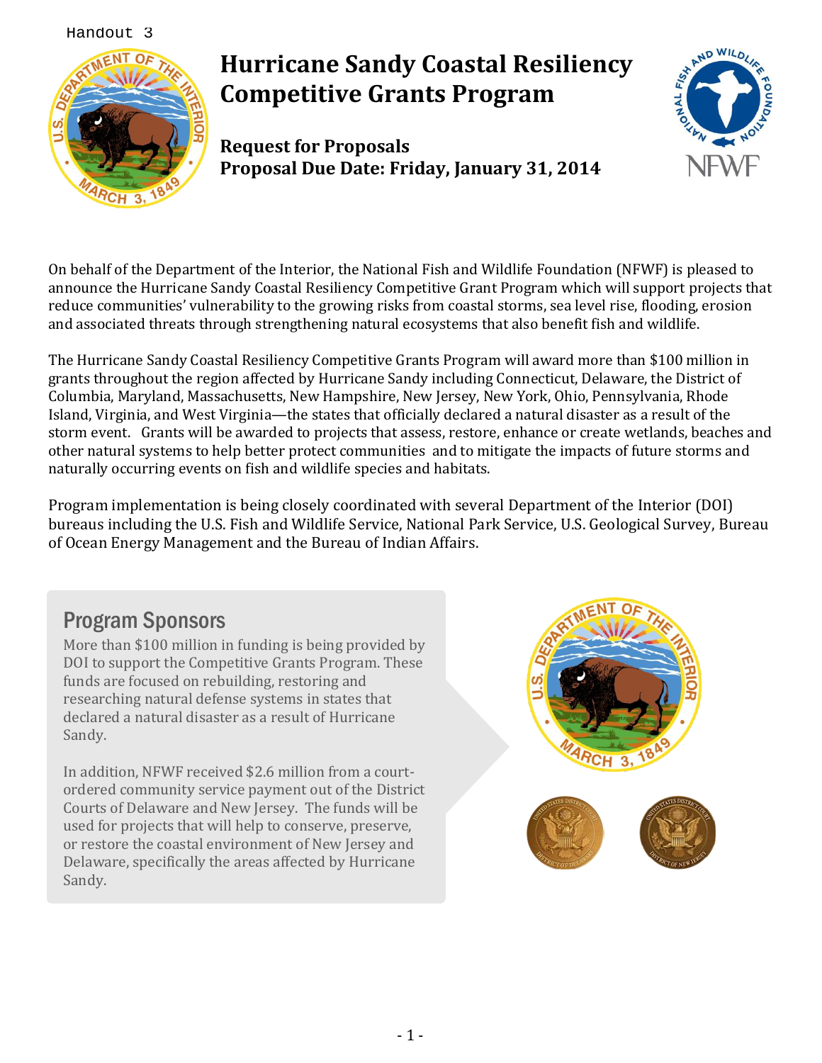Handout 3

# Hurricane Sandy Coastal Resiliency Competitive Grants Program

**Request for Proposals**
**Proposal Due Date: Friday, January 31, 2014**

On behalf of the Department of the Interior, the National Fish and Wildlife Foundation (NFWF) is pleased to announce the Hurricane Sandy Coastal Resiliency Competitive Grant Program which will support projects that reduce communities' vulnerability to the growing risks from coastal storms, sea level rise, flooding, erosion and associated threats through strengthening natural ecosystems that also benefit fish and wildlife.

The Hurricane Sandy Coastal Resiliency Competitive Grants Program will award more than $100 million in grants throughout the region affected by Hurricane Sandy including Connecticut, Delaware, the District of Columbia, Maryland, Massachusetts, New Hampshire, New Jersey, New York, Ohio, Pennsylvania, Rhode Island, Virginia, and West Virginia—the states that officially declared a natural disaster as a result of the storm event. Grants will be awarded to projects that assess, restore, enhance or create wetlands, beaches and other natural systems to help better protect communities and to mitigate the impacts of future storms and naturally occurring events on fish and wildlife species and habitats.

Program implementation is being closely coordinated with several Department of the Interior (DOI) bureaus including the U.S. Fish and Wildlife Service, National Park Service, U.S. Geological Survey, Bureau of Ocean Energy Management and the Bureau of Indian Affairs.

## Program Sponsors

More than $100 million in funding is being provided by DOI to support the Competitive Grants Program. These funds are focused on rebuilding, restoring and researching natural defense systems in states that declared a natural disaster as a result of Hurricane Sandy.

In addition, NFWF received $2.6 million from a court-ordered community service payment out of the District Courts of Delaware and New Jersey. The funds will be used for projects that will help to conserve, preserve, or restore the coastal environment of New Jersey and Delaware, specifically the areas affected by Hurricane Sandy.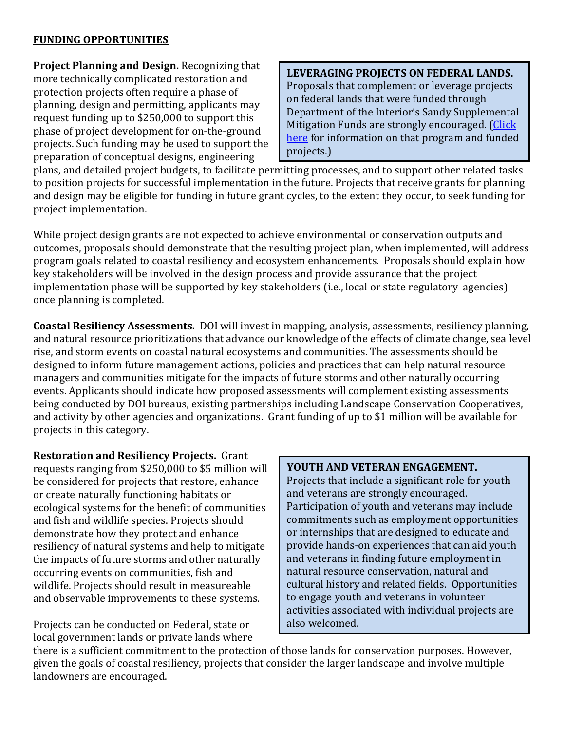**FUNDING OPPORTUNITIES**

**Project Planning and Design.** Recognizing that more technically complicated restoration and protection projects often require a phase of planning, design and permitting, applicants may request funding up to $250,000 to support this phase of project development for on-the-ground projects. Such funding may be used to support the preparation of conceptual designs, engineering plans, and detailed project budgets, to facilitate permitting processes, and to support other related tasks to position projects for successful implementation in the future. Projects that receive grants for planning and design may be eligible for funding in future grant cycles, to the extent they occur, to seek funding for project implementation.

> **LEVERAGING PROJECTS ON FEDERAL LANDS.** Proposals that complement or leverage projects on federal lands that were funded through Department of the Interior's Sandy Supplemental Mitigation Funds are strongly encouraged. (Click here for information on that program and funded projects.)

While project design grants are not expected to achieve environmental or conservation outputs and outcomes, proposals should demonstrate that the resulting project plan, when implemented, will address program goals related to coastal resiliency and ecosystem enhancements. Proposals should explain how key stakeholders will be involved in the design process and provide assurance that the project implementation phase will be supported by key stakeholders (i.e., local or state regulatory agencies) once planning is completed.

**Coastal Resiliency Assessments.** DOI will invest in mapping, analysis, assessments, resiliency planning, and natural resource prioritizations that advance our knowledge of the effects of climate change, sea level rise, and storm events on coastal natural ecosystems and communities. The assessments should be designed to inform future management actions, policies and practices that can help natural resource managers and communities mitigate for the impacts of future storms and other naturally occurring events. Applicants should indicate how proposed assessments will complement existing assessments being conducted by DOI bureaus, existing partnerships including Landscape Conservation Cooperatives, and activity by other agencies and organizations. Grant funding of up to $1 million will be available for projects in this category.

**Restoration and Resiliency Projects.** Grant requests ranging from $250,000 to $5 million will be considered for projects that restore, enhance or create naturally functioning habitats or ecological systems for the benefit of communities and fish and wildlife species. Projects should demonstrate how they protect and enhance resiliency of natural systems and help to mitigate the impacts of future storms and other naturally occurring events on communities, fish and wildlife. Projects should result in measureable and observable improvements to these systems.

> **YOUTH AND VETERAN ENGAGEMENT.** Projects that include a significant role for youth and veterans are strongly encouraged. Participation of youth and veterans may include commitments such as employment opportunities or internships that are designed to educate and provide hands-on experiences that can aid youth and veterans in finding future employment in natural resource conservation, natural and cultural history and related fields. Opportunities to engage youth and veterans in volunteer activities associated with individual projects are also welcomed.

Projects can be conducted on Federal, state or local government lands or private lands where there is a sufficient commitment to the protection of those lands for conservation purposes. However, given the goals of coastal resiliency, projects that consider the larger landscape and involve multiple landowners are encouraged.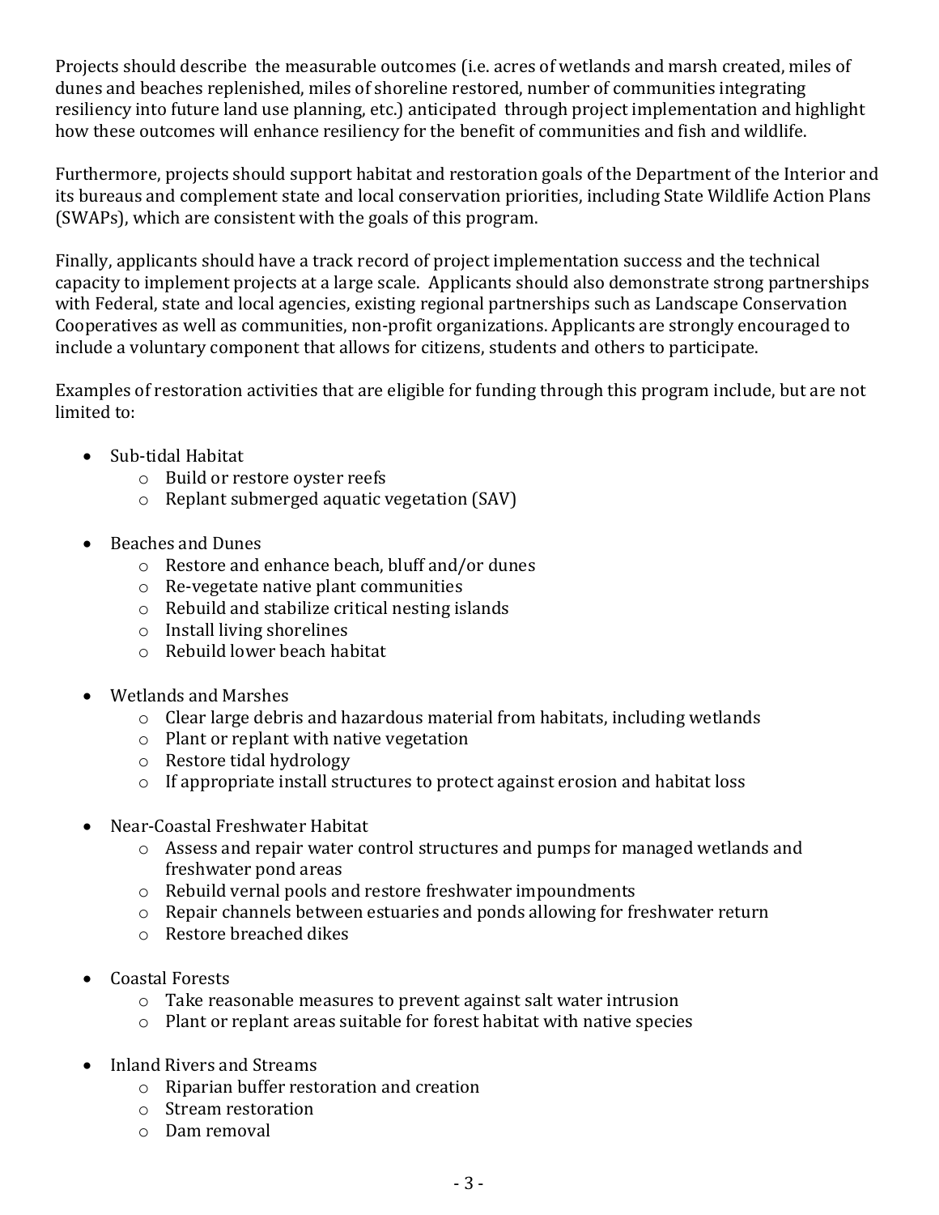Projects should describe the measurable outcomes (i.e. acres of wetlands and marsh created, miles of dunes and beaches replenished, miles of shoreline restored, number of communities integrating resiliency into future land use planning, etc.) anticipated through project implementation and highlight how these outcomes will enhance resiliency for the benefit of communities and fish and wildlife.

Furthermore, projects should support habitat and restoration goals of the Department of the Interior and its bureaus and complement state and local conservation priorities, including State Wildlife Action Plans (SWAPs), which are consistent with the goals of this program.

Finally, applicants should have a track record of project implementation success and the technical capacity to implement projects at a large scale. Applicants should also demonstrate strong partnerships with Federal, state and local agencies, existing regional partnerships such as Landscape Conservation Cooperatives as well as communities, non-profit organizations. Applicants are strongly encouraged to include a voluntary component that allows for citizens, students and others to participate.

Examples of restoration activities that are eligible for funding through this program include, but are not limited to:

- Sub-tidal Habitat
  - Build or restore oyster reefs
  - Replant submerged aquatic vegetation (SAV)

- Beaches and Dunes
  - Restore and enhance beach, bluff and/or dunes
  - Re-vegetate native plant communities
  - Rebuild and stabilize critical nesting islands
  - Install living shorelines
  - Rebuild lower beach habitat

- Wetlands and Marshes
  - Clear large debris and hazardous material from habitats, including wetlands
  - Plant or replant with native vegetation
  - Restore tidal hydrology
  - If appropriate install structures to protect against erosion and habitat loss

- Near-Coastal Freshwater Habitat
  - Assess and repair water control structures and pumps for managed wetlands and freshwater pond areas
  - Rebuild vernal pools and restore freshwater impoundments
  - Repair channels between estuaries and ponds allowing for freshwater return
  - Restore breached dikes

- Coastal Forests
  - Take reasonable measures to prevent against salt water intrusion
  - Plant or replant areas suitable for forest habitat with native species

- Inland Rivers and Streams
  - Riparian buffer restoration and creation
  - Stream restoration
  - Dam removal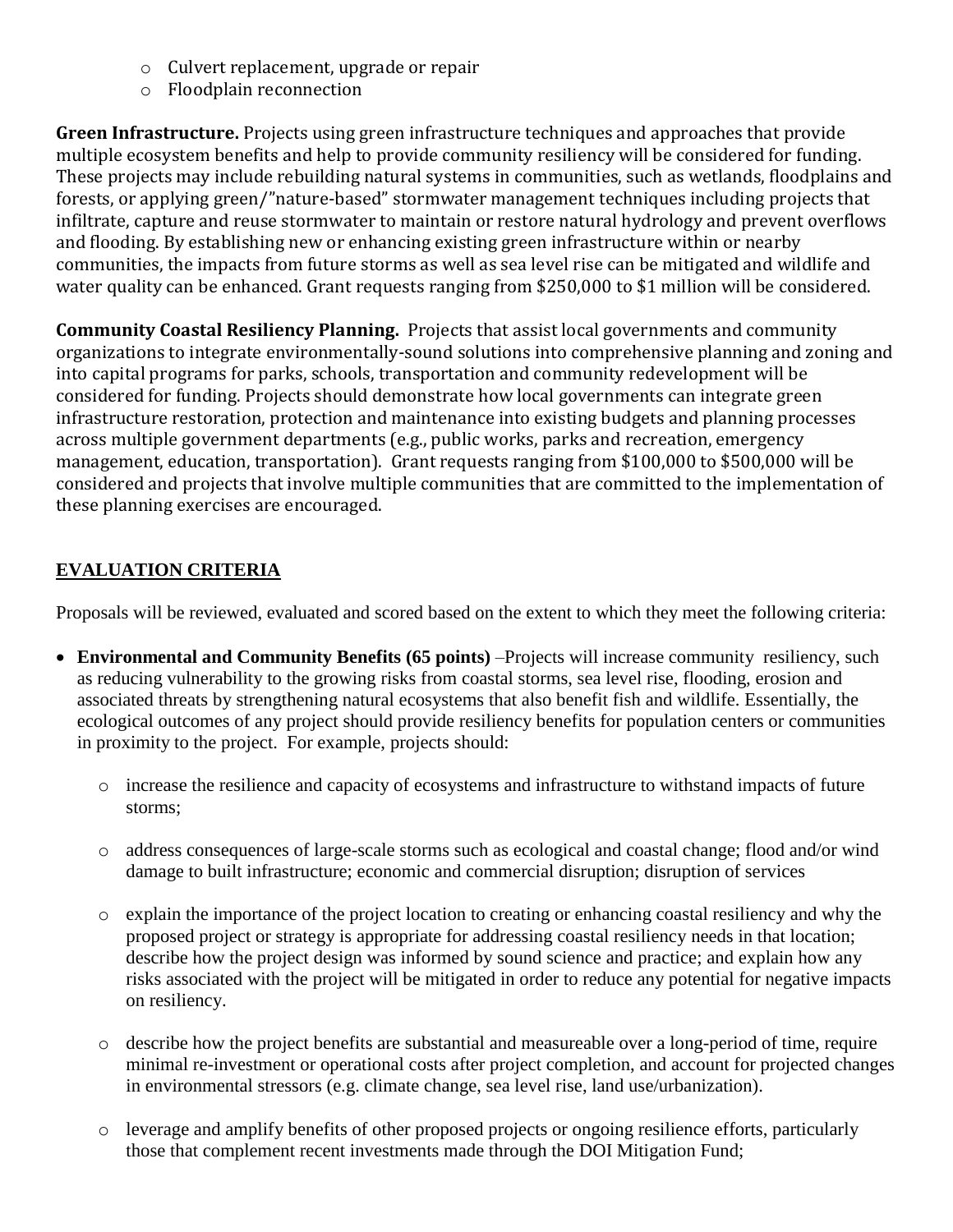- Culvert replacement, upgrade or repair
- Floodplain reconnection

**Green Infrastructure.** Projects using green infrastructure techniques and approaches that provide multiple ecosystem benefits and help to provide community resiliency will be considered for funding. These projects may include rebuilding natural systems in communities, such as wetlands, floodplains and forests, or applying green/"nature-based" stormwater management techniques including projects that infiltrate, capture and reuse stormwater to maintain or restore natural hydrology and prevent overflows and flooding. By establishing new or enhancing existing green infrastructure within or nearby communities, the impacts from future storms as well as sea level rise can be mitigated and wildlife and water quality can be enhanced. Grant requests ranging from $250,000 to $1 million will be considered.

**Community Coastal Resiliency Planning.** Projects that assist local governments and community organizations to integrate environmentally-sound solutions into comprehensive planning and zoning and into capital programs for parks, schools, transportation and community redevelopment will be considered for funding. Projects should demonstrate how local governments can integrate green infrastructure restoration, protection and maintenance into existing budgets and planning processes across multiple government departments (e.g., public works, parks and recreation, emergency management, education, transportation). Grant requests ranging from $100,000 to $500,000 will be considered and projects that involve multiple communities that are committed to the implementation of these planning exercises are encouraged.

## EVALUATION CRITERIA

Proposals will be reviewed, evaluated and scored based on the extent to which they meet the following criteria:

- **Environmental and Community Benefits (65 points)** –Projects will increase community resiliency, such as reducing vulnerability to the growing risks from coastal storms, sea level rise, flooding, erosion and associated threats by strengthening natural ecosystems that also benefit fish and wildlife. Essentially, the ecological outcomes of any project should provide resiliency benefits for population centers or communities in proximity to the project. For example, projects should:
  - increase the resilience and capacity of ecosystems and infrastructure to withstand impacts of future storms;
  - address consequences of large-scale storms such as ecological and coastal change; flood and/or wind damage to built infrastructure; economic and commercial disruption; disruption of services
  - explain the importance of the project location to creating or enhancing coastal resiliency and why the proposed project or strategy is appropriate for addressing coastal resiliency needs in that location; describe how the project design was informed by sound science and practice; and explain how any risks associated with the project will be mitigated in order to reduce any potential for negative impacts on resiliency.
  - describe how the project benefits are substantial and measureable over a long-period of time, require minimal re-investment or operational costs after project completion, and account for projected changes in environmental stressors (e.g. climate change, sea level rise, land use/urbanization).
  - leverage and amplify benefits of other proposed projects or ongoing resilience efforts, particularly those that complement recent investments made through the DOI Mitigation Fund;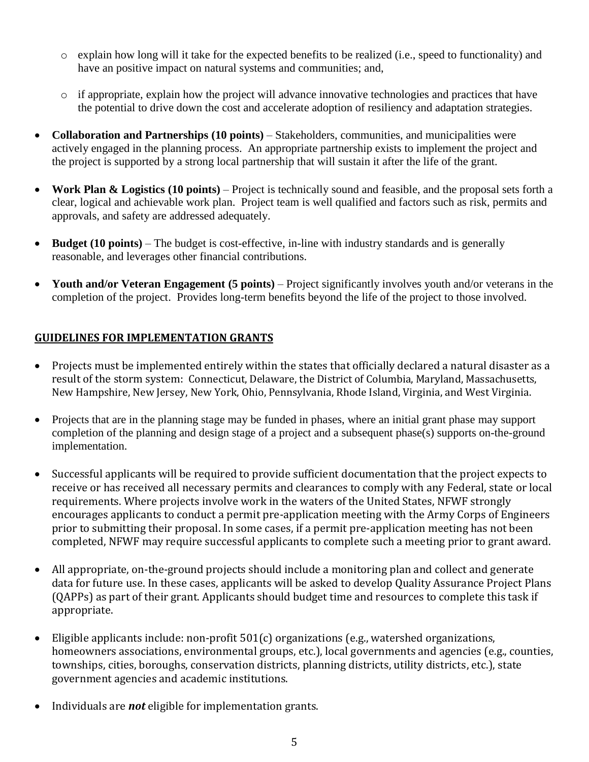- explain how long will it take for the expected benefits to be realized (i.e., speed to functionality) and have an positive impact on natural systems and communities; and,
    - if appropriate, explain how the project will advance innovative technologies and practices that have the potential to drive down the cost and accelerate adoption of resiliency and adaptation strategies.

- **Collaboration and Partnerships (10 points)** – Stakeholders, communities, and municipalities were actively engaged in the planning process. An appropriate partnership exists to implement the project and the project is supported by a strong local partnership that will sustain it after the life of the grant.

- **Work Plan & Logistics (10 points)** – Project is technically sound and feasible, and the proposal sets forth a clear, logical and achievable work plan. Project team is well qualified and factors such as risk, permits and approvals, and safety are addressed adequately.

- **Budget (10 points)** – The budget is cost-effective, in-line with industry standards and is generally reasonable, and leverages other financial contributions.

- **Youth and/or Veteran Engagement (5 points)** – Project significantly involves youth and/or veterans in the completion of the project. Provides long-term benefits beyond the life of the project to those involved.

## GUIDELINES FOR IMPLEMENTATION GRANTS

- Projects must be implemented entirely within the states that officially declared a natural disaster as a result of the storm system: Connecticut, Delaware, the District of Columbia, Maryland, Massachusetts, New Hampshire, New Jersey, New York, Ohio, Pennsylvania, Rhode Island, Virginia, and West Virginia.

- Projects that are in the planning stage may be funded in phases, where an initial grant phase may support completion of the planning and design stage of a project and a subsequent phase(s) supports on-the-ground implementation.

- Successful applicants will be required to provide sufficient documentation that the project expects to receive or has received all necessary permits and clearances to comply with any Federal, state or local requirements. Where projects involve work in the waters of the United States, NFWF strongly encourages applicants to conduct a permit pre-application meeting with the Army Corps of Engineers prior to submitting their proposal. In some cases, if a permit pre-application meeting has not been completed, NFWF may require successful applicants to complete such a meeting prior to grant award.

- All appropriate, on-the-ground projects should include a monitoring plan and collect and generate data for future use. In these cases, applicants will be asked to develop Quality Assurance Project Plans (QAPPs) as part of their grant. Applicants should budget time and resources to complete this task if appropriate.

- Eligible applicants include: non-profit 501(c) organizations (e.g., watershed organizations, homeowners associations, environmental groups, etc.), local governments and agencies (e.g., counties, townships, cities, boroughs, conservation districts, planning districts, utility districts, etc.), state government agencies and academic institutions.

- Individuals are ***not*** eligible for implementation grants.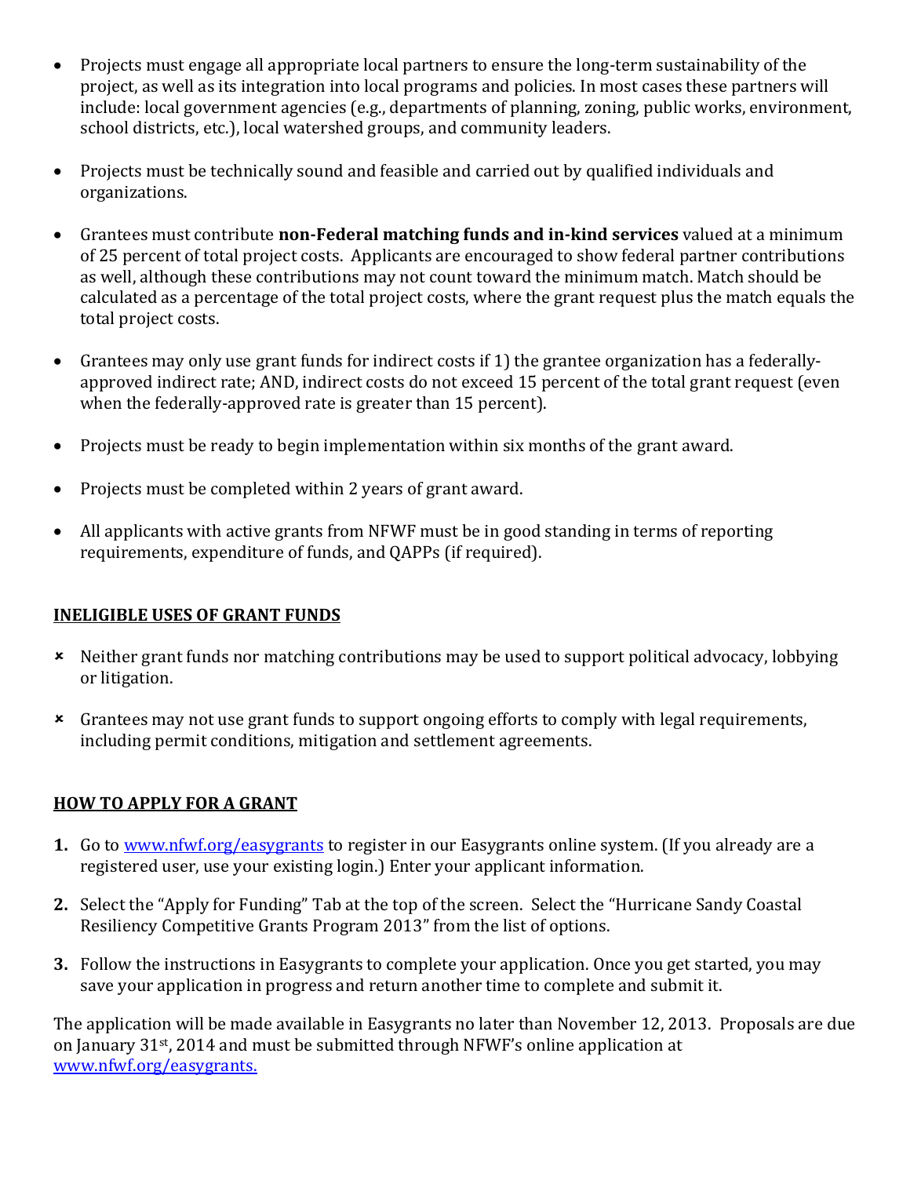- Projects must engage all appropriate local partners to ensure the long-term sustainability of the project, as well as its integration into local programs and policies. In most cases these partners will include: local government agencies (e.g., departments of planning, zoning, public works, environment, school districts, etc.), local watershed groups, and community leaders.

- Projects must be technically sound and feasible and carried out by qualified individuals and organizations.

- Grantees must contribute **non-Federal matching funds and in-kind services** valued at a minimum of 25 percent of total project costs. Applicants are encouraged to show federal partner contributions as well, although these contributions may not count toward the minimum match. Match should be calculated as a percentage of the total project costs, where the grant request plus the match equals the total project costs.

- Grantees may only use grant funds for indirect costs if 1) the grantee organization has a federally-approved indirect rate; AND, indirect costs do not exceed 15 percent of the total grant request (even when the federally-approved rate is greater than 15 percent).

- Projects must be ready to begin implementation within six months of the grant award.

- Projects must be completed within 2 years of grant award.

- All applicants with active grants from NFWF must be in good standing in terms of reporting requirements, expenditure of funds, and QAPPs (if required).

## INELIGIBLE USES OF GRANT FUNDS

- ✗ Neither grant funds nor matching contributions may be used to support political advocacy, lobbying or litigation.

- ✗ Grantees may not use grant funds to support ongoing efforts to comply with legal requirements, including permit conditions, mitigation and settlement agreements.

## HOW TO APPLY FOR A GRANT

1. Go to [www.nfwf.org/easygrants](www.nfwf.org/easygrants) to register in our Easygrants online system. (If you already are a registered user, use your existing login.) Enter your applicant information.

2. Select the "Apply for Funding" Tab at the top of the screen. Select the "Hurricane Sandy Coastal Resiliency Competitive Grants Program 2013" from the list of options.

3. Follow the instructions in Easygrants to complete your application. Once you get started, you may save your application in progress and return another time to complete and submit it.

The application will be made available in Easygrants no later than November 12, 2013. Proposals are due on January 31st, 2014 and must be submitted through NFWF's online application at [www.nfwf.org/easygrants.](www.nfwf.org/easygrants)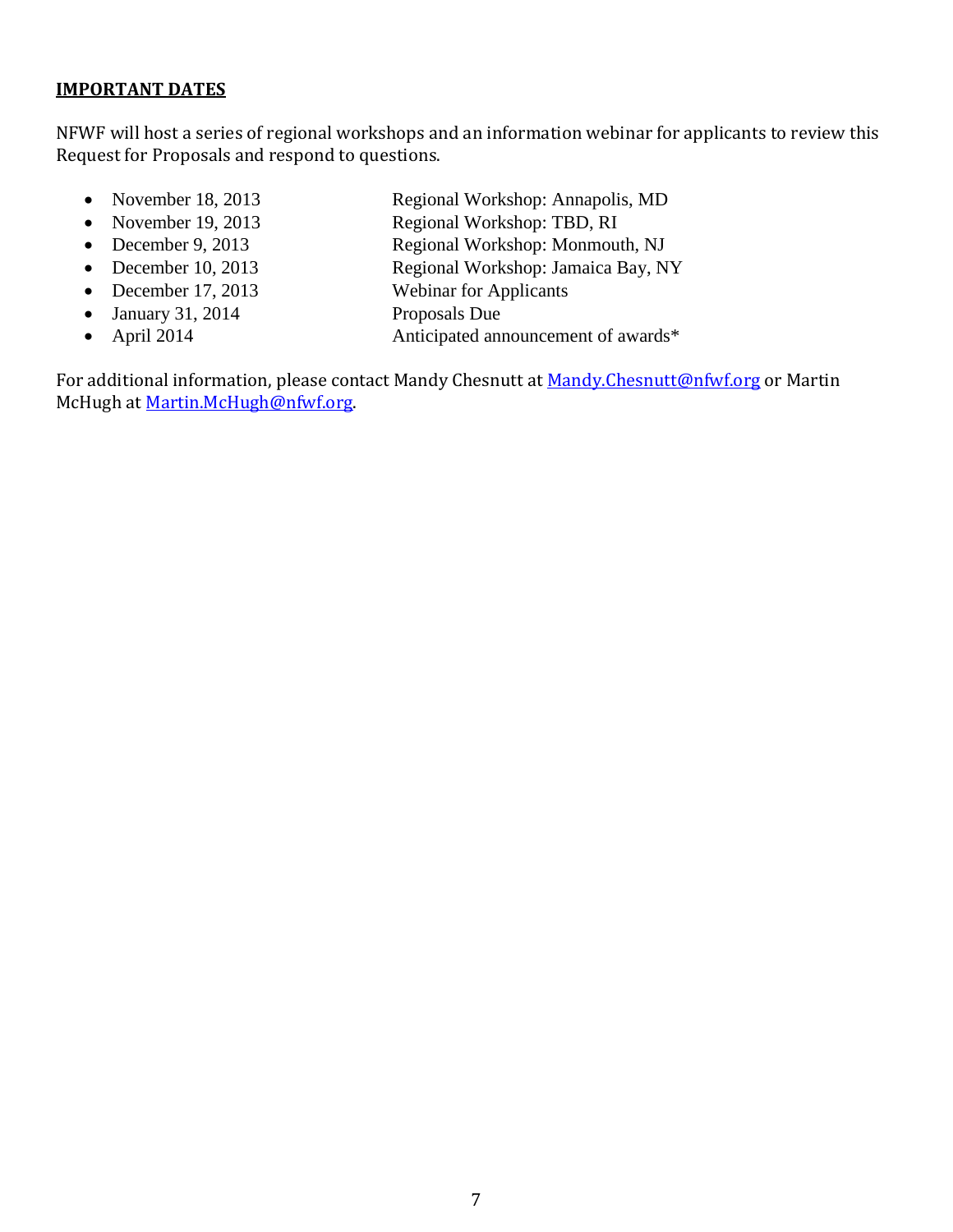**IMPORTANT DATES**

NFWF will host a series of regional workshops and an information webinar for applicants to review this Request for Proposals and respond to questions.

- November 18, 2013 — Regional Workshop: Annapolis, MD
- November 19, 2013 — Regional Workshop: TBD, RI
- December 9, 2013 — Regional Workshop: Monmouth, NJ
- December 10, 2013 — Regional Workshop: Jamaica Bay, NY
- December 17, 2013 — Webinar for Applicants
- January 31, 2014 — Proposals Due
- April 2014 — Anticipated announcement of awards*

For additional information, please contact Mandy Chesnutt at Mandy.Chesnutt@nfwf.org or Martin McHugh at Martin.McHugh@nfwf.org.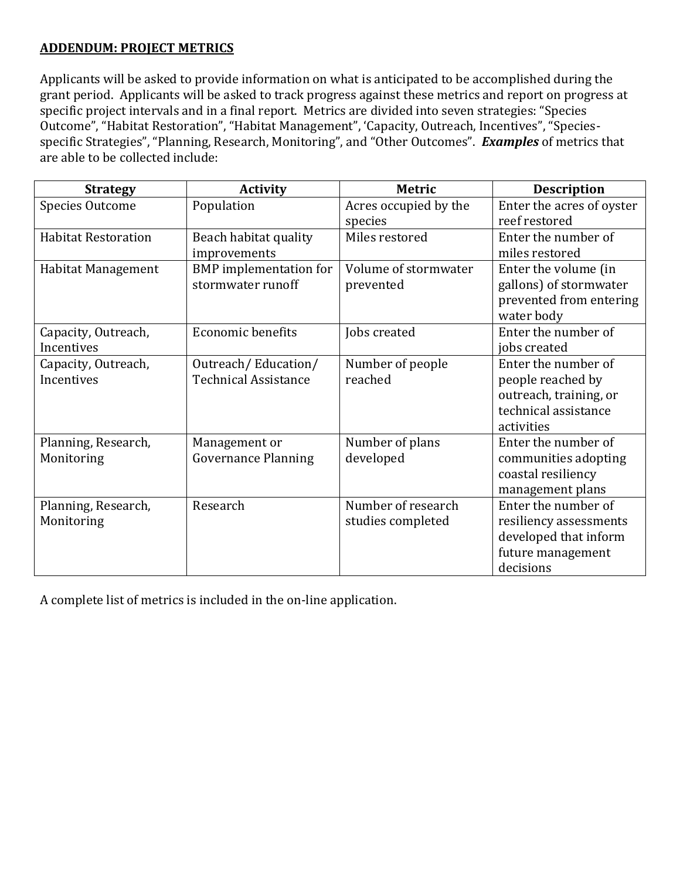**ADDENDUM: PROJECT METRICS**

Applicants will be asked to provide information on what is anticipated to be accomplished during the grant period. Applicants will be asked to track progress against these metrics and report on progress at specific project intervals and in a final report. Metrics are divided into seven strategies: "Species Outcome", "Habitat Restoration", "Habitat Management", 'Capacity, Outreach, Incentives", "Species-specific Strategies", "Planning, Research, Monitoring", and "Other Outcomes". ***Examples*** of metrics that are able to be collected include:

| Strategy | Activity | Metric | Description |
|---|---|---|---|
| Species Outcome | Population | Acres occupied by the species | Enter the acres of oyster reef restored |
| Habitat Restoration | Beach habitat quality improvements | Miles restored | Enter the number of miles restored |
| Habitat Management | BMP implementation for stormwater runoff | Volume of stormwater prevented | Enter the volume (in gallons) of stormwater prevented from entering water body |
| Capacity, Outreach, Incentives | Economic benefits | Jobs created | Enter the number of jobs created |
| Capacity, Outreach, Incentives | Outreach/ Education/ Technical Assistance | Number of people reached | Enter the number of people reached by outreach, training, or technical assistance activities |
| Planning, Research, Monitoring | Management or Governance Planning | Number of plans developed | Enter the number of communities adopting coastal resiliency management plans |
| Planning, Research, Monitoring | Research | Number of research studies completed | Enter the number of resiliency assessments developed that inform future management decisions |

A complete list of metrics is included in the on-line application.